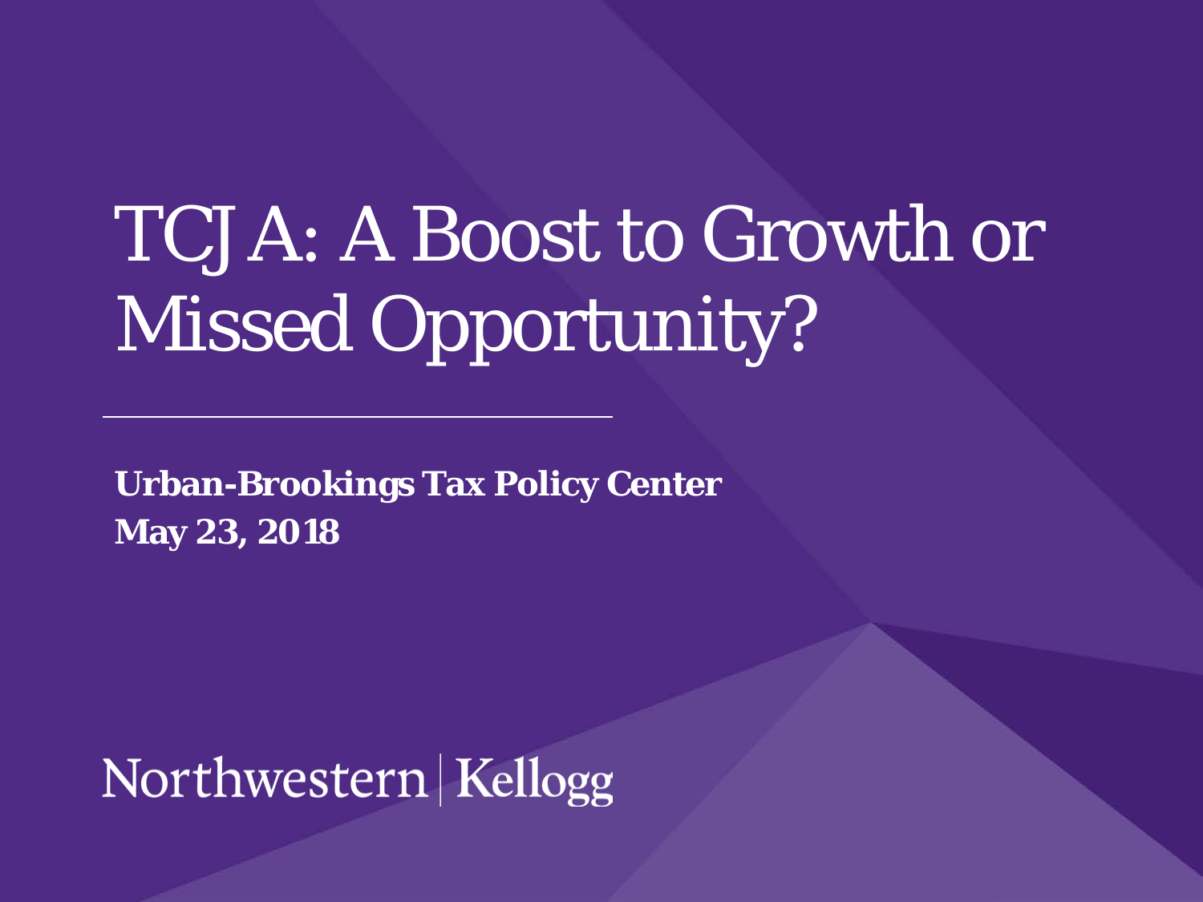# TCJA: A Boost to Growth or Missed Opportunity?

**Urban-Brookings Tax Policy Center**
**May 23, 2018**

Northwestern | Kellogg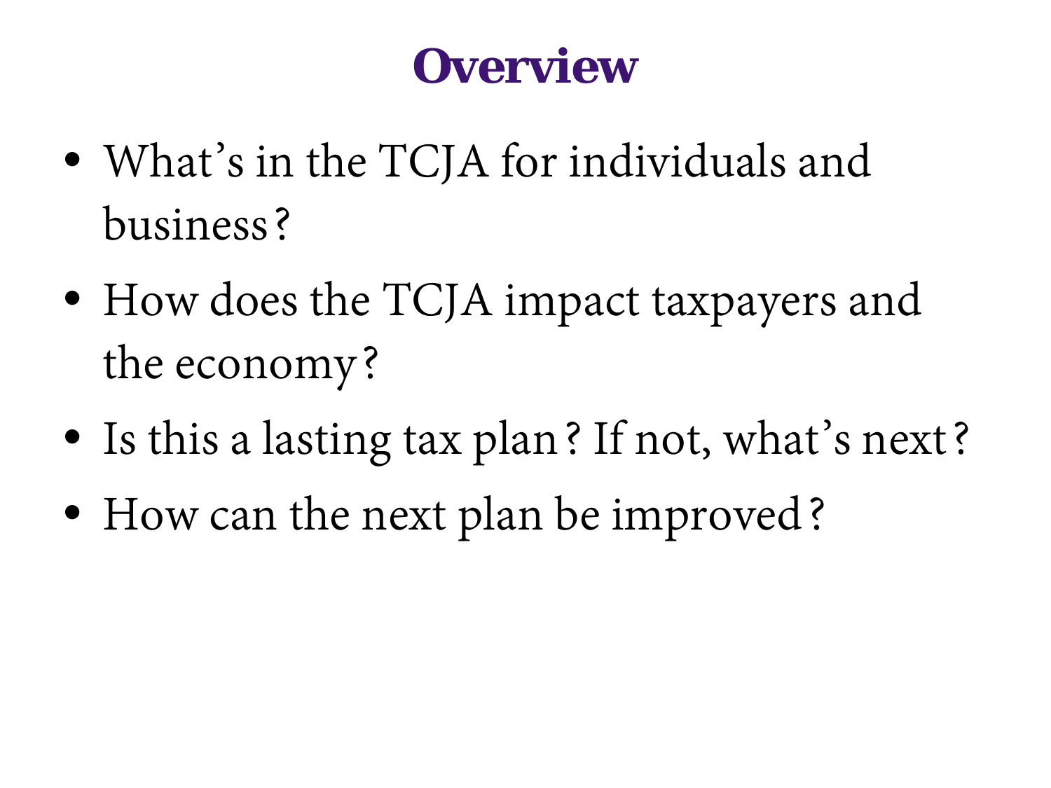# Overview

- What's in the TCJA for individuals and business?
- How does the TCJA impact taxpayers and the economy?
- Is this a lasting tax plan? If not, what's next?
- How can the next plan be improved?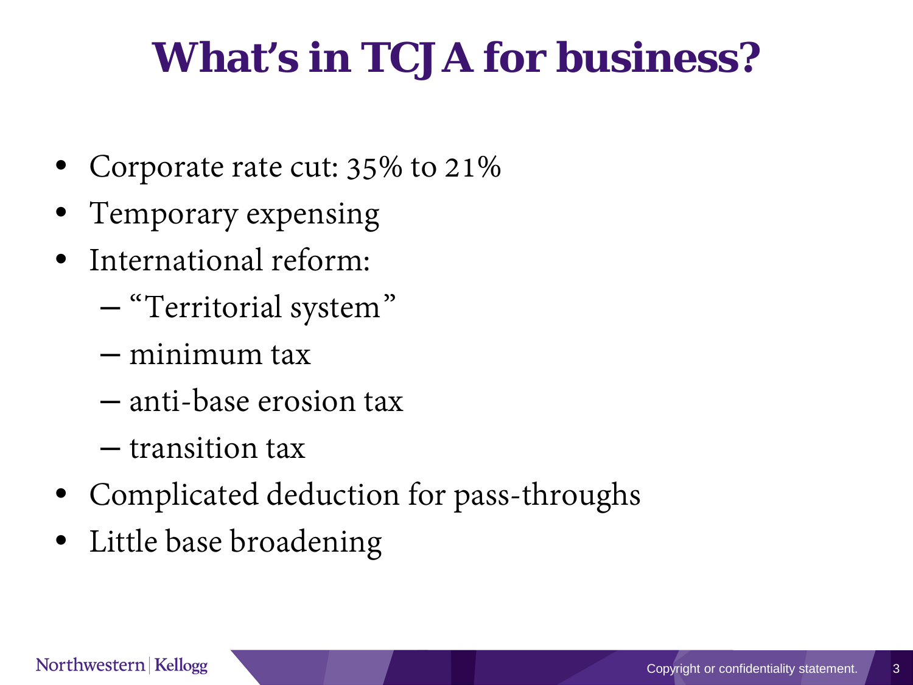# What's in TCJA for business?

- Corporate rate cut: 35% to 21%
- Temporary expensing
- International reform:
  - "Territorial system"
  - minimum tax
  - anti-base erosion tax
  - transition tax
- Complicated deduction for pass-throughs
- Little base broadening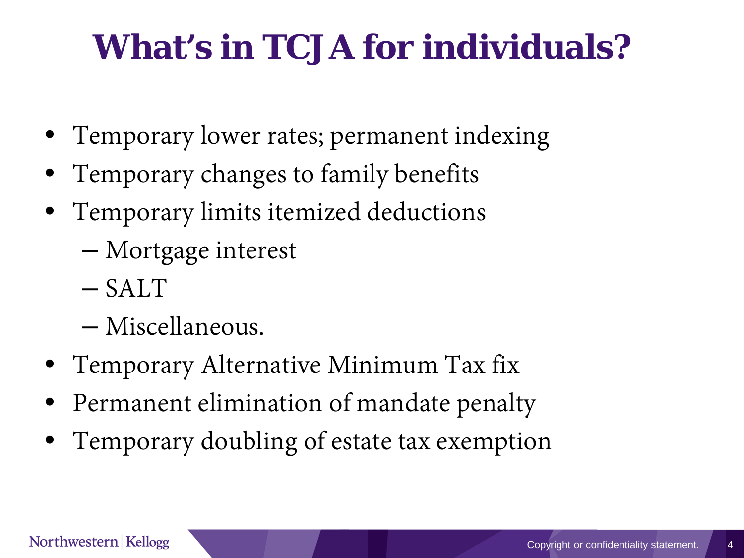# What's in TCJA for individuals?

- Temporary lower rates; permanent indexing
- Temporary changes to family benefits
- Temporary limits itemized deductions
  - Mortgage interest
  - SALT
  - Miscellaneous.
- Temporary Alternative Minimum Tax fix
- Permanent elimination of mandate penalty
- Temporary doubling of estate tax exemption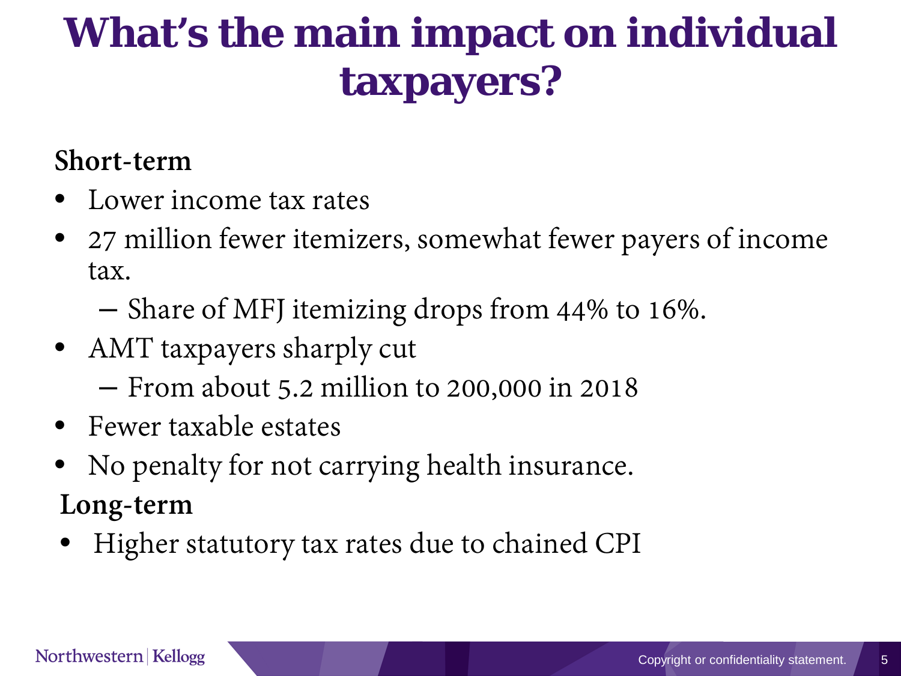# What's the main impact on individual taxpayers?

**Short-term**

- Lower income tax rates
- 27 million fewer itemizers, somewhat fewer payers of income tax.
  - Share of MFJ itemizing drops from 44% to 16%.
- AMT taxpayers sharply cut
  - From about 5.2 million to 200,000 in 2018
- Fewer taxable estates
- No penalty for not carrying health insurance.

**Long-term**

- Higher statutory tax rates due to chained CPI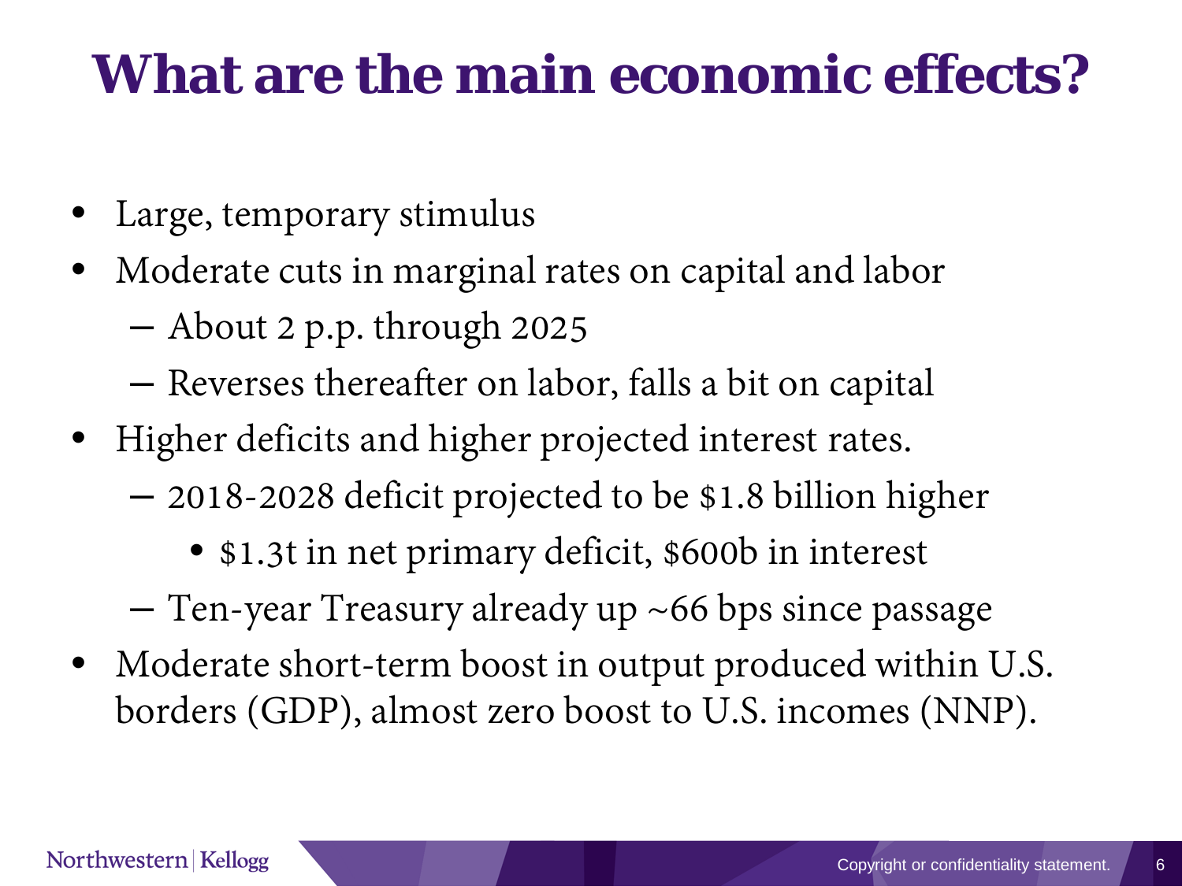# What are the main economic effects?

- Large, temporary stimulus
- Moderate cuts in marginal rates on capital and labor
  - About 2 p.p. through 2025
  - Reverses thereafter on labor, falls a bit on capital
- Higher deficits and higher projected interest rates.
  - 2018-2028 deficit projected to be $1.8 billion higher
    - $1.3t in net primary deficit, $600b in interest
  - Ten-year Treasury already up ~66 bps since passage
- Moderate short-term boost in output produced within U.S. borders (GDP), almost zero boost to U.S. incomes (NNP).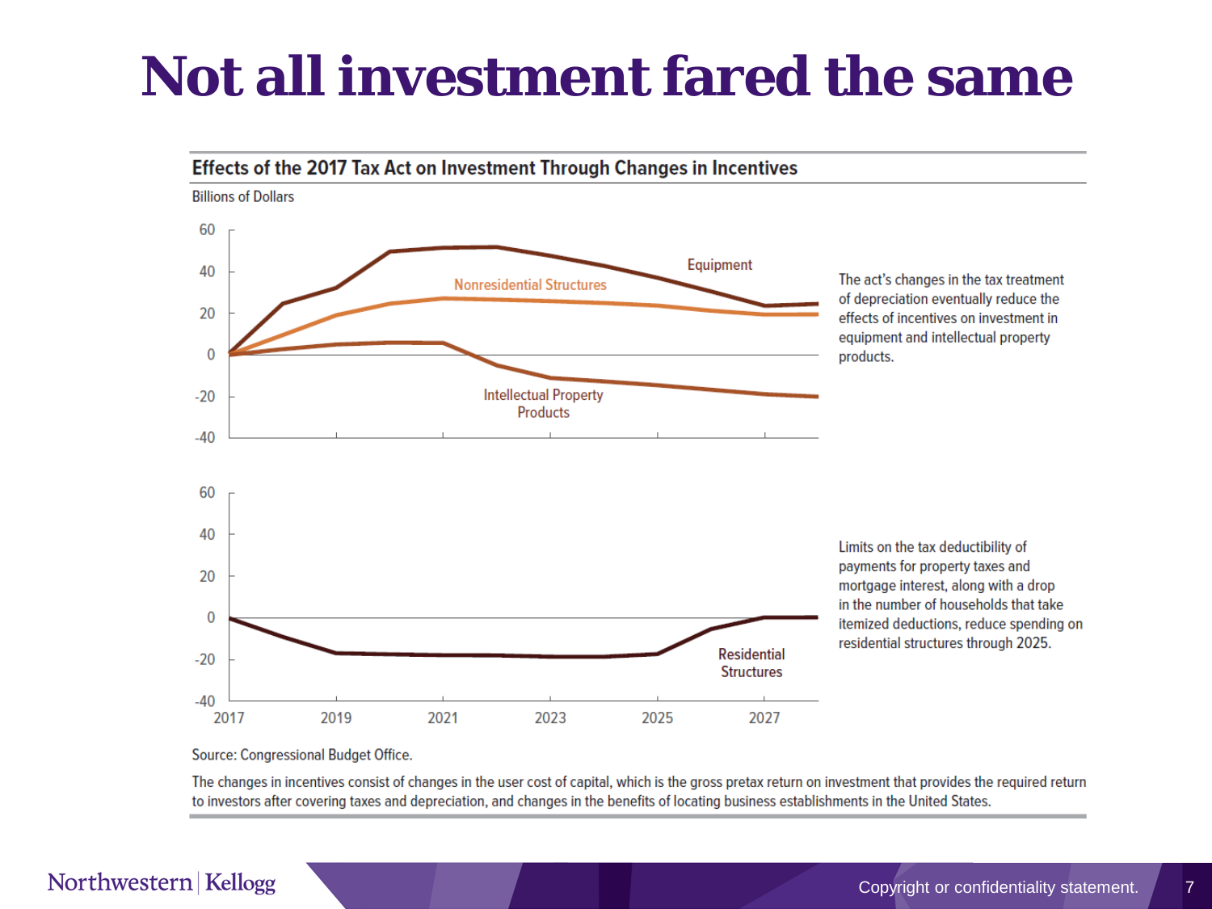# Not all investment fared the same

**Effects of the 2017 Tax Act on Investment Through Changes in Incentives**

Billions of Dollars

The act's changes in the tax treatment of depreciation eventually reduce the effects of incentives on investment in equipment and intellectual property products.

Limits on the tax deductibility of payments for property taxes and mortgage interest, along with a drop in the number of households that take itemized deductions, reduce spending on residential structures through 2025.

Source: Congressional Budget Office.

The changes in incentives consist of changes in the user cost of capital, which is the gross pretax return on investment that provides the required return to investors after covering taxes and depreciation, and changes in the benefits of locating business establishments in the United States.

Copyright or confidentiality statement.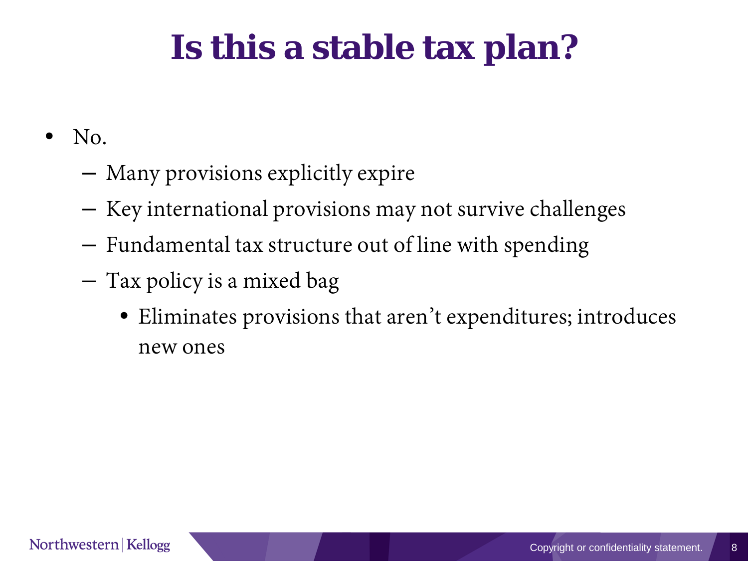# Is this a stable tax plan?

- No.
  - Many provisions explicitly expire
  - Key international provisions may not survive challenges
  - Fundamental tax structure out of line with spending
  - Tax policy is a mixed bag
    - Eliminates provisions that aren't expenditures; introduces new ones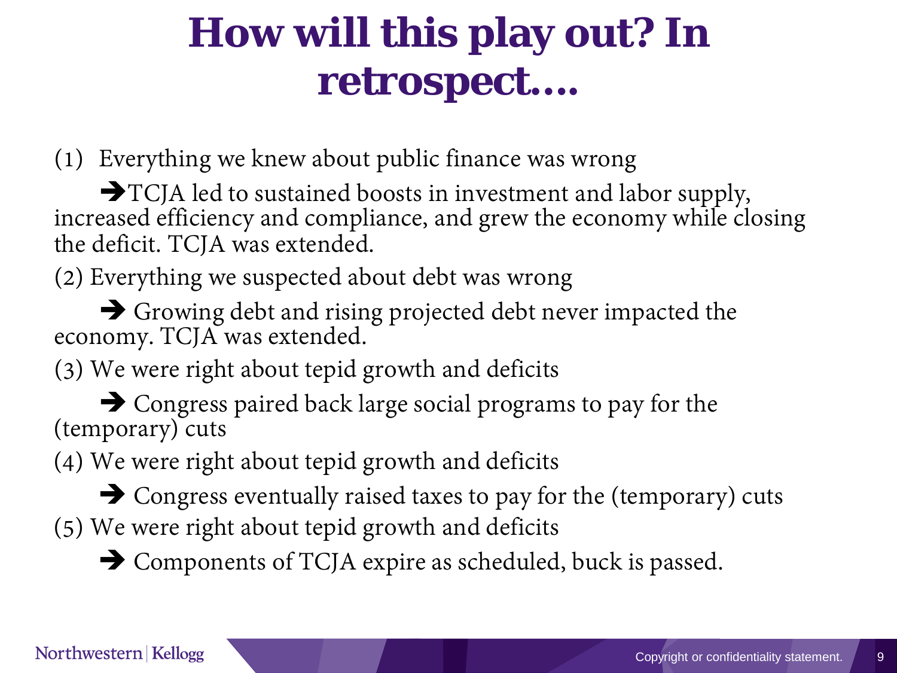# How will this play out? In retrospect….

(1) Everything we knew about public finance was wrong

➔TCJA led to sustained boosts in investment and labor supply, increased efficiency and compliance, and grew the economy while closing the deficit. TCJA was extended.

(2) Everything we suspected about debt was wrong

➔ Growing debt and rising projected debt never impacted the economy. TCJA was extended.

(3) We were right about tepid growth and deficits

➔ Congress paired back large social programs to pay for the (temporary) cuts

(4) We were right about tepid growth and deficits

➔ Congress eventually raised taxes to pay for the (temporary) cuts

(5) We were right about tepid growth and deficits

➔ Components of TCJA expire as scheduled, buck is passed.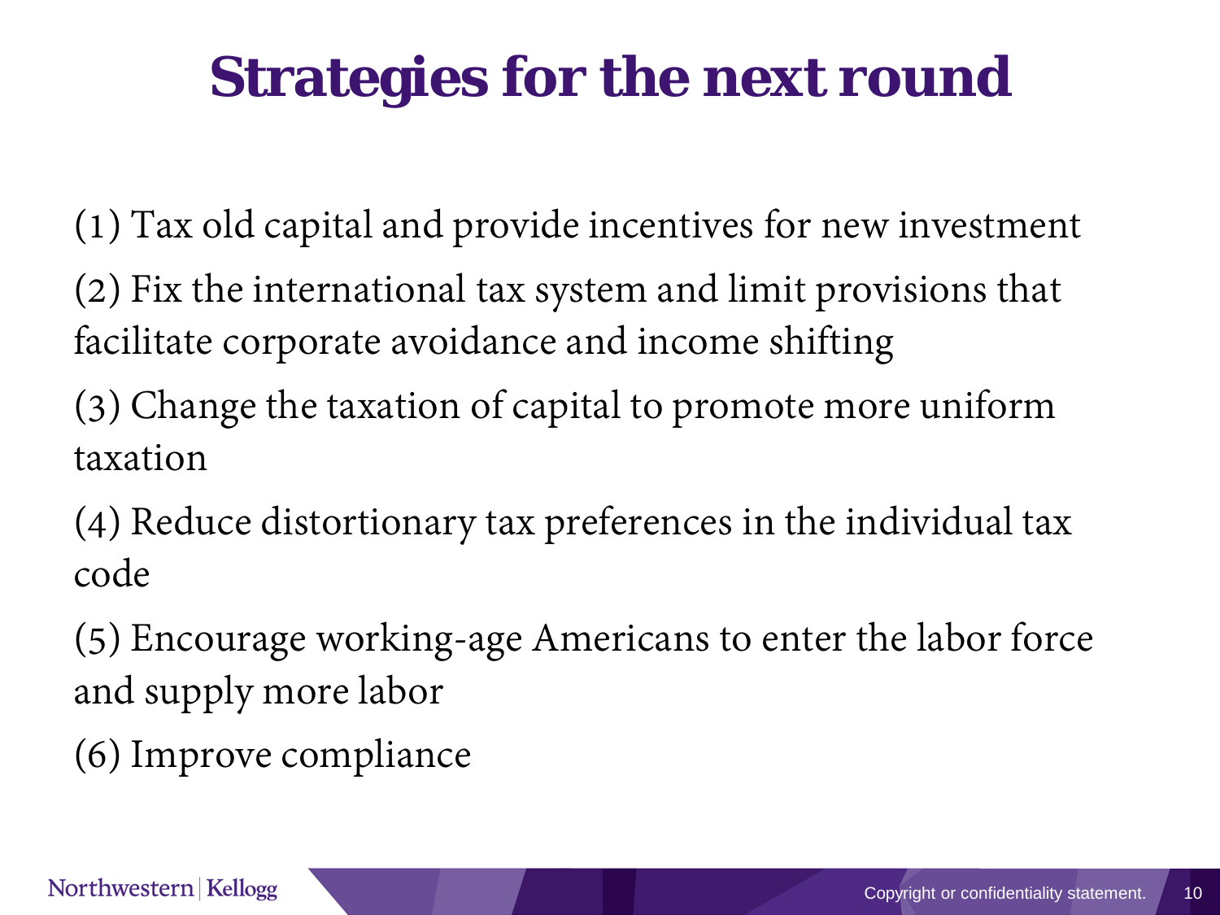# Strategies for the next round

(1) Tax old capital and provide incentives for new investment

(2) Fix the international tax system and limit provisions that facilitate corporate avoidance and income shifting

(3) Change the taxation of capital to promote more uniform taxation

(4) Reduce distortionary tax preferences in the individual tax code

(5) Encourage working-age Americans to enter the labor force and supply more labor

(6) Improve compliance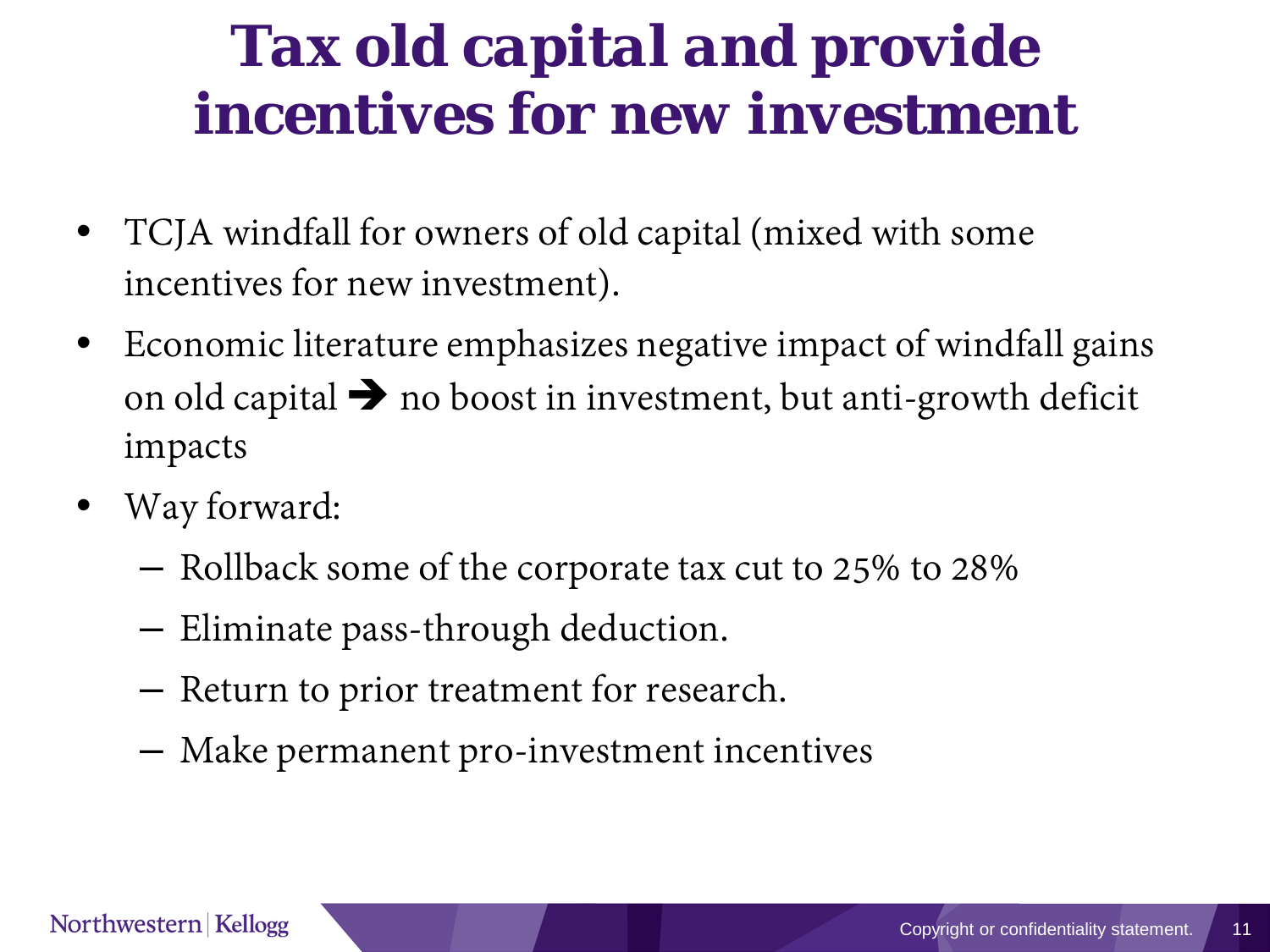# Tax old capital and provide incentives for new investment

- TCJA windfall for owners of old capital (mixed with some incentives for new investment).
- Economic literature emphasizes negative impact of windfall gains on old capital ➔ no boost in investment, but anti-growth deficit impacts
- Way forward:
  - Rollback some of the corporate tax cut to 25% to 28%
  - Eliminate pass-through deduction.
  - Return to prior treatment for research.
  - Make permanent pro-investment incentives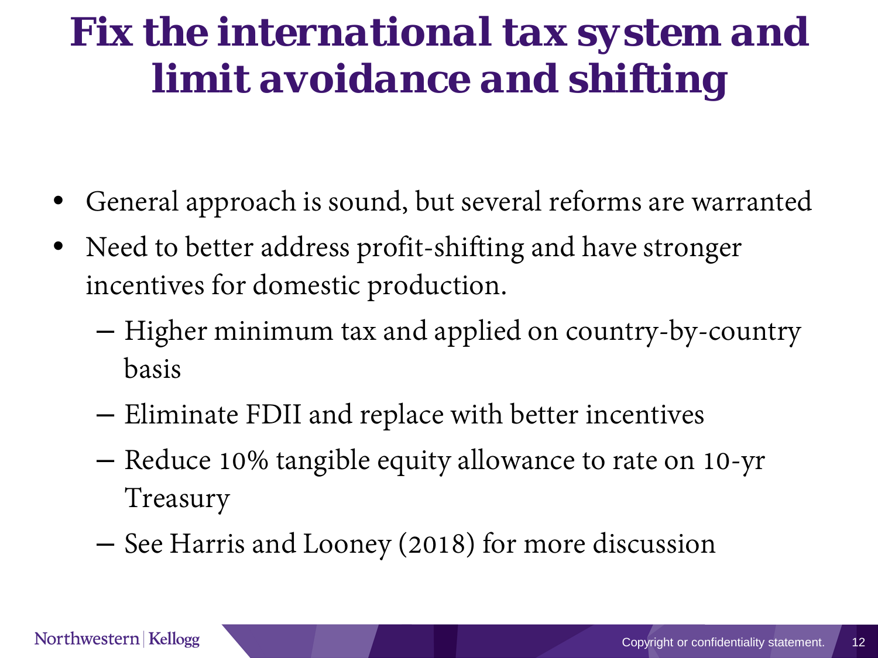# Fix the international tax system and limit avoidance and shifting

- General approach is sound, but several reforms are warranted
- Need to better address profit-shifting and have stronger incentives for domestic production.
  - Higher minimum tax and applied on country-by-country basis
  - Eliminate FDII and replace with better incentives
  - Reduce 10% tangible equity allowance to rate on 10-yr Treasury
  - See Harris and Looney (2018) for more discussion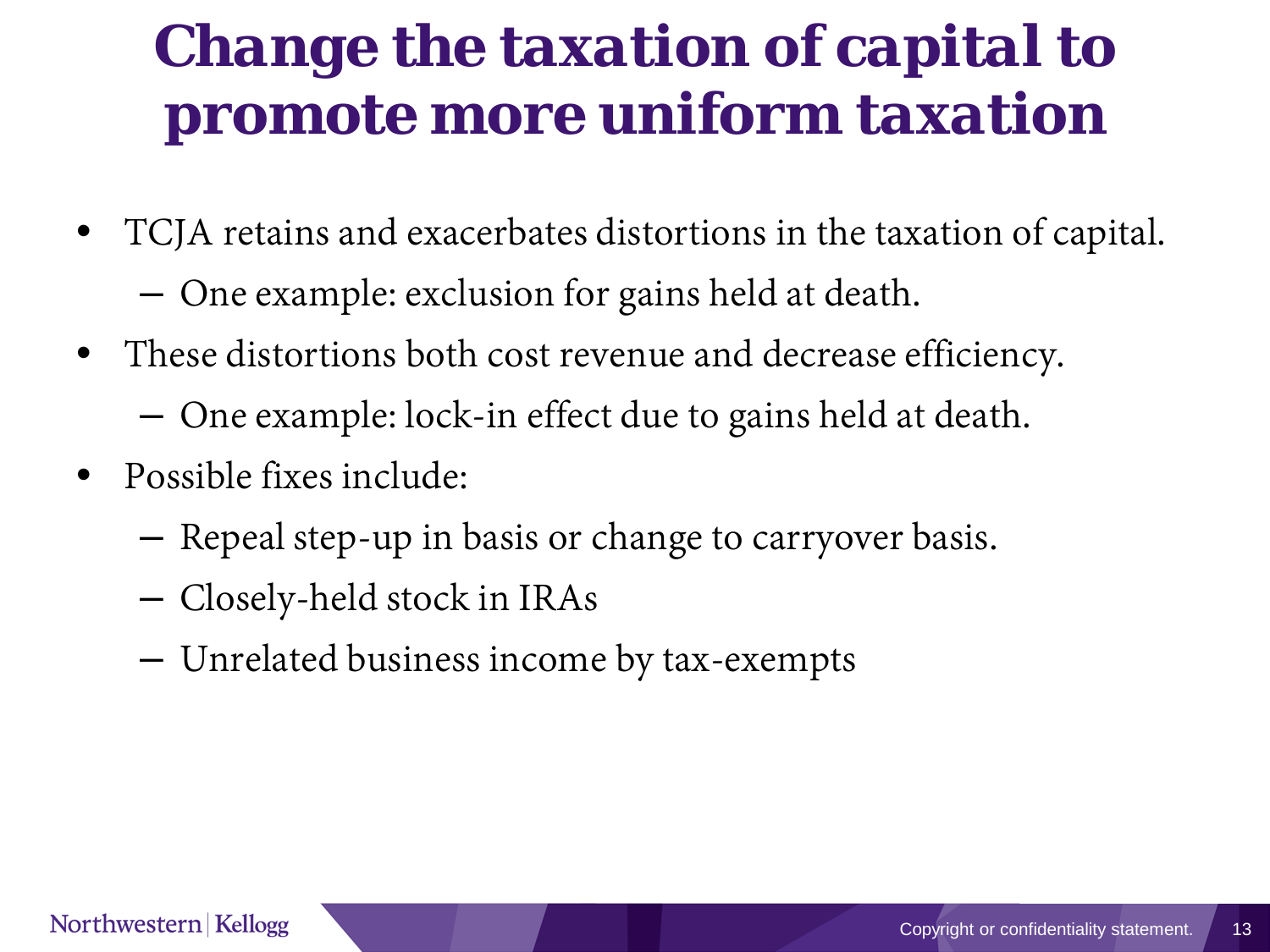# Change the taxation of capital to promote more uniform taxation

- TCJA retains and exacerbates distortions in the taxation of capital.
  - One example: exclusion for gains held at death.
- These distortions both cost revenue and decrease efficiency.
  - One example: lock-in effect due to gains held at death.
- Possible fixes include:
  - Repeal step-up in basis or change to carryover basis.
  - Closely-held stock in IRAs
  - Unrelated business income by tax-exempts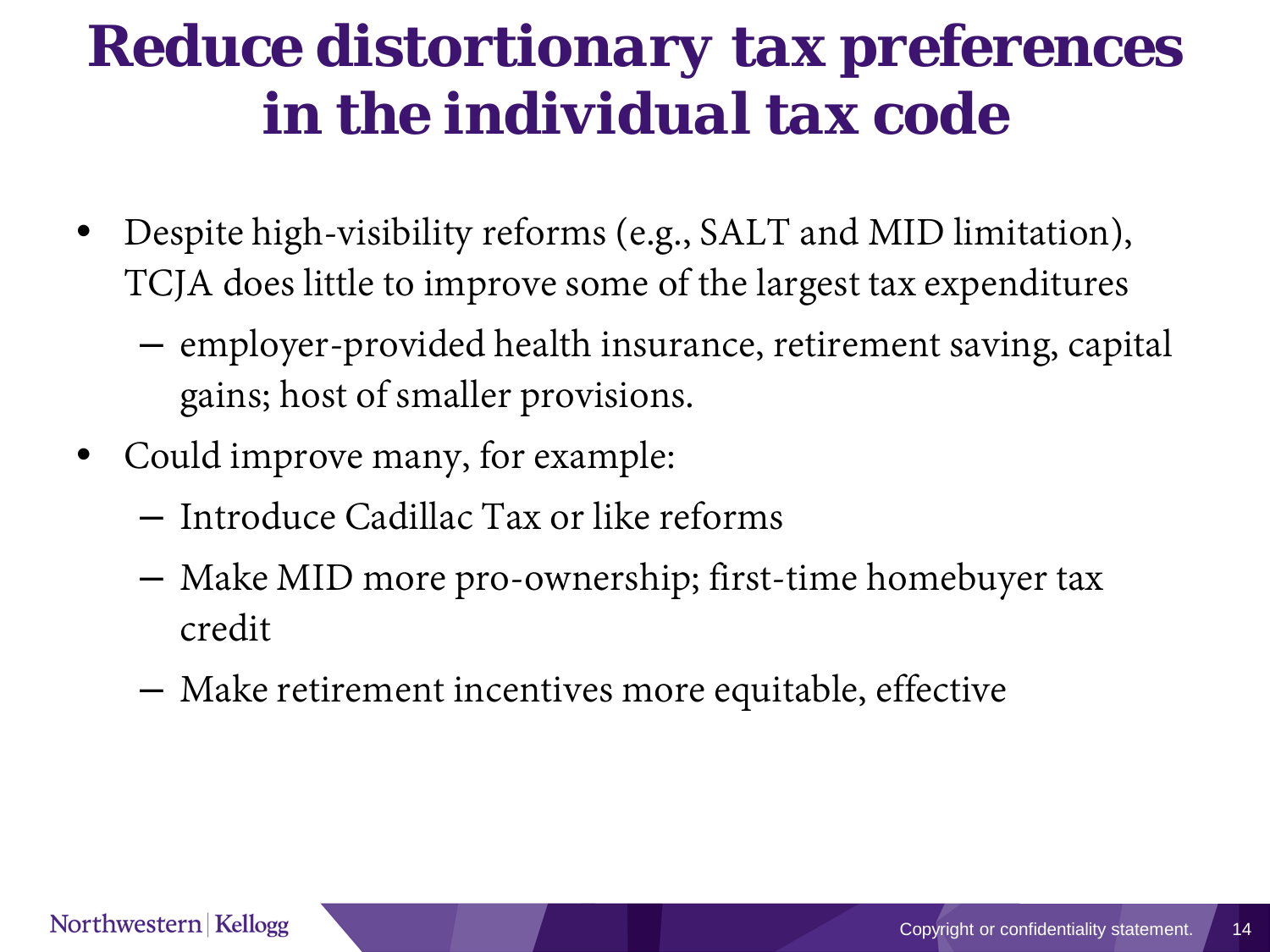# Reduce distortionary tax preferences in the individual tax code

- Despite high-visibility reforms (e.g., SALT and MID limitation), TCJA does little to improve some of the largest tax expenditures
  - employer-provided health insurance, retirement saving, capital gains; host of smaller provisions.
- Could improve many, for example:
  - Introduce Cadillac Tax or like reforms
  - Make MID more pro-ownership; first-time homebuyer tax credit
  - Make retirement incentives more equitable, effective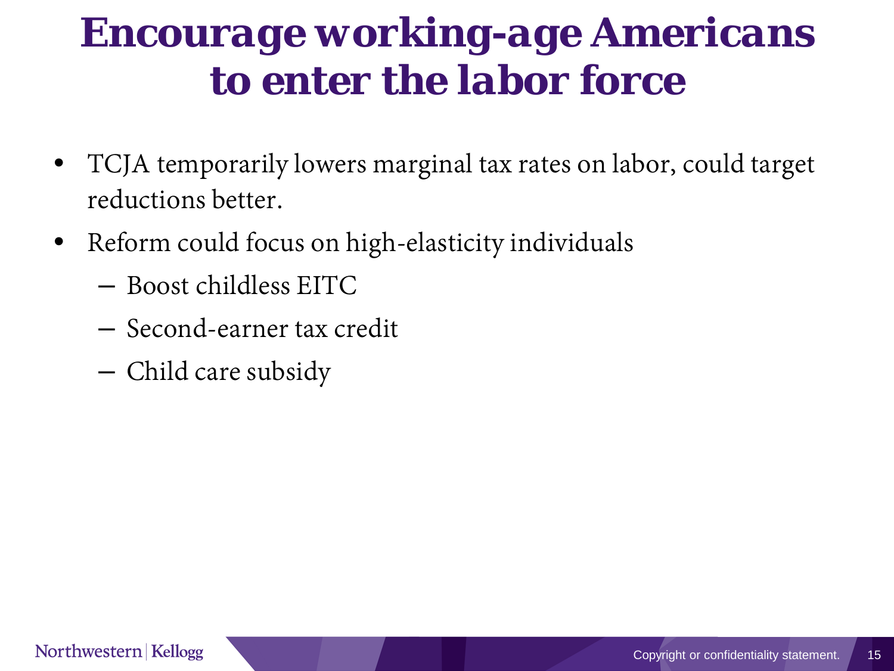# Encourage working-age Americans to enter the labor force

- TCJA temporarily lowers marginal tax rates on labor, could target reductions better.
- Reform could focus on high-elasticity individuals
  - Boost childless EITC
  - Second-earner tax credit
  - Child care subsidy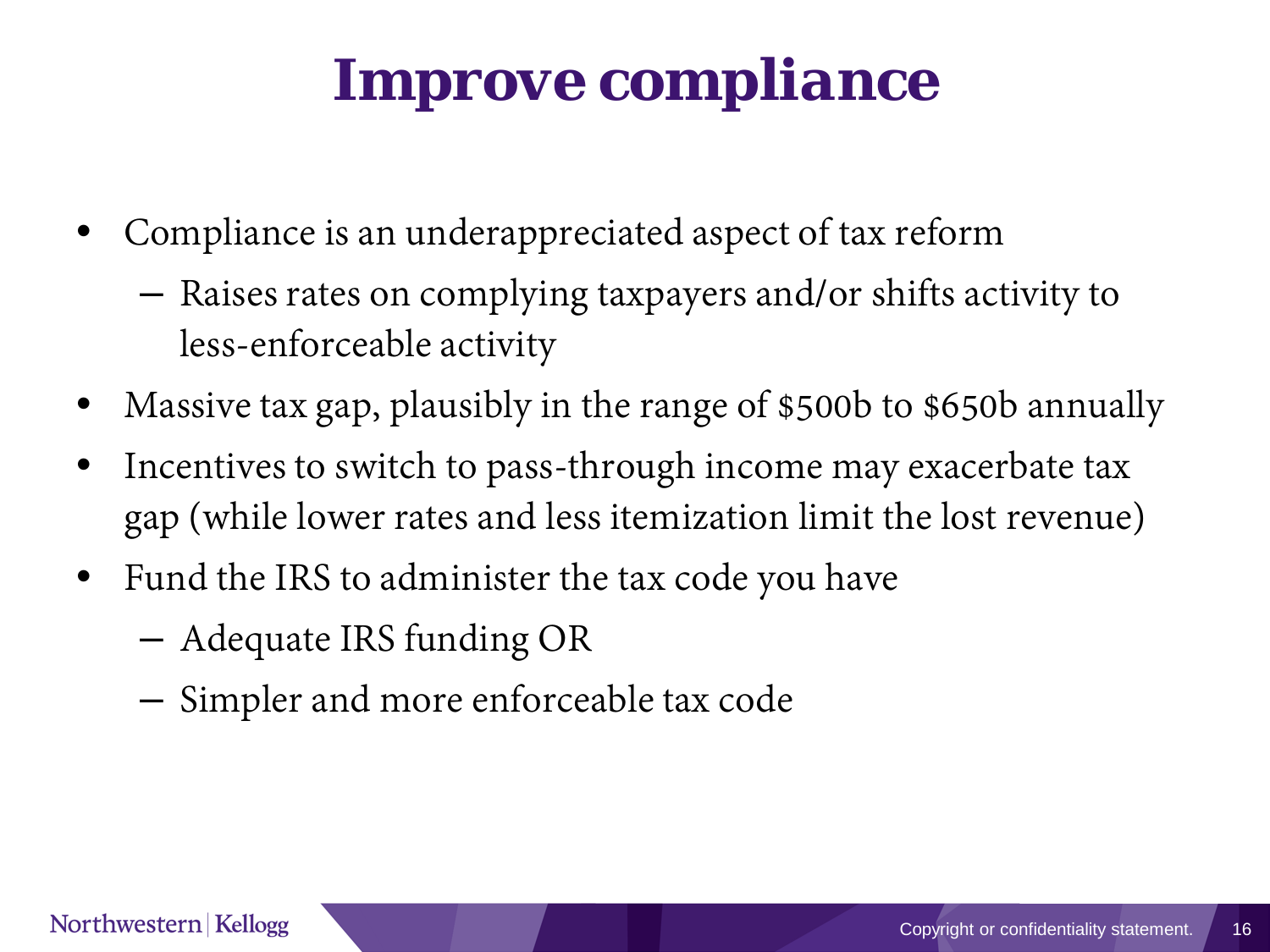# Improve compliance

- Compliance is an underappreciated aspect of tax reform
  - Raises rates on complying taxpayers and/or shifts activity to less-enforceable activity
- Massive tax gap, plausibly in the range of $500b to $650b annually
- Incentives to switch to pass-through income may exacerbate tax gap (while lower rates and less itemization limit the lost revenue)
- Fund the IRS to administer the tax code you have
  - Adequate IRS funding OR
  - Simpler and more enforceable tax code